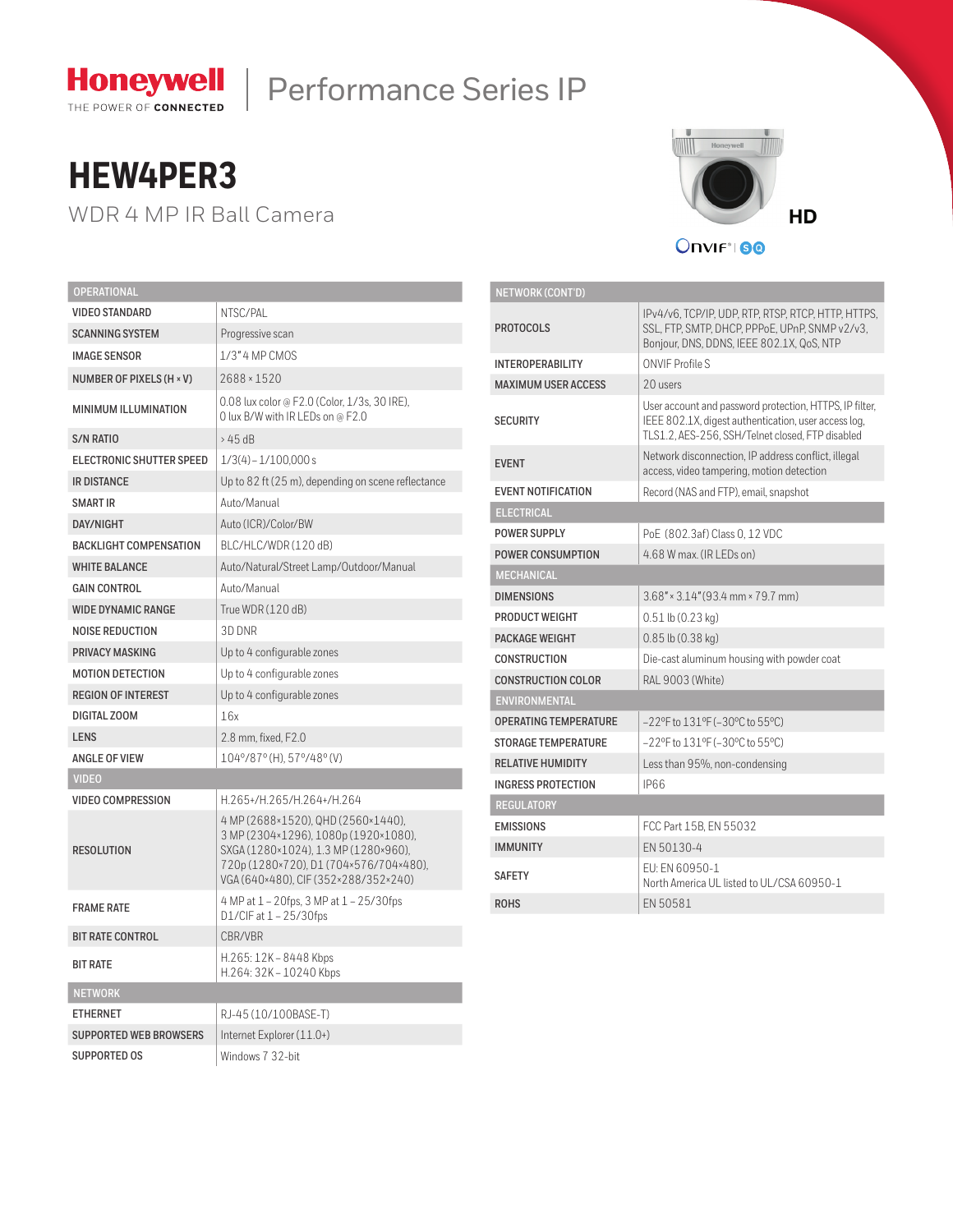Honeywell
THE POWER OF CONNECTED

Performance Series IP

# HEW4PER3

## WDR 4 MP IR Ball Camera

HD

ONVIF | S Q

| OPERATIONAL | |
|---|---|
| VIDEO STANDARD | NTSC/PAL |
| SCANNING SYSTEM | Progressive scan |
| IMAGE SENSOR | 1/3" 4 MP CMOS |
| NUMBER OF PIXELS (H × V) | 2688 × 1520 |
| MINIMUM ILLUMINATION | 0.08 lux color @ F2.0 (Color, 1/3s, 30 IRE),<br>0 lux B/W with IR LEDs on @ F2.0 |
| S/N RATIO | > 45 dB |
| ELECTRONIC SHUTTER SPEED | 1/3(4) – 1/100,000 s |
| IR DISTANCE | Up to 82 ft (25 m), depending on scene reflectance |
| SMART IR | Auto/Manual |
| DAY/NIGHT | Auto (ICR)/Color/BW |
| BACKLIGHT COMPENSATION | BLC/HLC/WDR (120 dB) |
| WHITE BALANCE | Auto/Natural/Street Lamp/Outdoor/Manual |
| GAIN CONTROL | Auto/Manual |
| WIDE DYNAMIC RANGE | True WDR (120 dB) |
| NOISE REDUCTION | 3D DNR |
| PRIVACY MASKING | Up to 4 configurable zones |
| MOTION DETECTION | Up to 4 configurable zones |
| REGION OF INTEREST | Up to 4 configurable zones |
| DIGITAL ZOOM | 16x |
| LENS | 2.8 mm, fixed, F2.0 |
| ANGLE OF VIEW | 104°/87° (H), 57°/48° (V) |
| **VIDEO** | |
| VIDEO COMPRESSION | H.265+/H.265/H.264+/H.264 |
| RESOLUTION | 4 MP (2688×1520), QHD (2560×1440),<br>3 MP (2304×1296), 1080p (1920×1080),<br>SXGA (1280×1024), 1.3 MP (1280×960),<br>720p (1280×720), D1 (704×576/704×480),<br>VGA (640×480), CIF (352×288/352×240) |
| FRAME RATE | 4 MP at 1 – 20fps, 3 MP at 1 – 25/30fps<br>D1/CIF at 1 – 25/30fps |
| BIT RATE CONTROL | CBR/VBR |
| BIT RATE | H.265: 12K – 8448 Kbps<br>H.264: 32K – 10240 Kbps |
| **NETWORK** | |
| ETHERNET | RJ-45 (10/100BASE-T) |
| SUPPORTED WEB BROWSERS | Internet Explorer (11.0+) |
| SUPPORTED OS | Windows 7 32-bit |

| NETWORK (CONT'D) | |
|---|---|
| PROTOCOLS | IPv4/v6, TCP/IP, UDP, RTP, RTSP, RTCP, HTTP, HTTPS, SSL, FTP, SMTP, DHCP, PPPoE, UPnP, SNMP v2/v3, Bonjour, DNS, DDNS, IEEE 802.1X, QoS, NTP |
| INTEROPERABILITY | ONVIF Profile S |
| MAXIMUM USER ACCESS | 20 users |
| SECURITY | User account and password protection, HTTPS, IP filter, IEEE 802.1X, digest authentication, user access log, TLS1.2, AES-256, SSH/Telnet closed, FTP disabled |
| EVENT | Network disconnection, IP address conflict, illegal access, video tampering, motion detection |
| EVENT NOTIFICATION | Record (NAS and FTP), email, snapshot |
| **ELECTRICAL** | |
| POWER SUPPLY | PoE (802.3af) Class 0, 12 VDC |
| POWER CONSUMPTION | 4.68 W max. (IR LEDs on) |
| **MECHANICAL** | |
| DIMENSIONS | 3.68" × 3.14" (93.4 mm × 79.7 mm) |
| PRODUCT WEIGHT | 0.51 lb (0.23 kg) |
| PACKAGE WEIGHT | 0.85 lb (0.38 kg) |
| CONSTRUCTION | Die-cast aluminum housing with powder coat |
| CONSTRUCTION COLOR | RAL 9003 (White) |
| **ENVIRONMENTAL** | |
| OPERATING TEMPERATURE | –22°F to 131°F (–30°C to 55°C) |
| STORAGE TEMPERATURE | –22°F to 131°F (–30°C to 55°C) |
| RELATIVE HUMIDITY | Less than 95%, non-condensing |
| INGRESS PROTECTION | IP66 |
| **REGULATORY** | |
| EMISSIONS | FCC Part 15B, EN 55032 |
| IMMUNITY | EN 50130-4 |
| SAFETY | EU: EN 60950-1<br>North America UL listed to UL/CSA 60950-1 |
| ROHS | EN 50581 |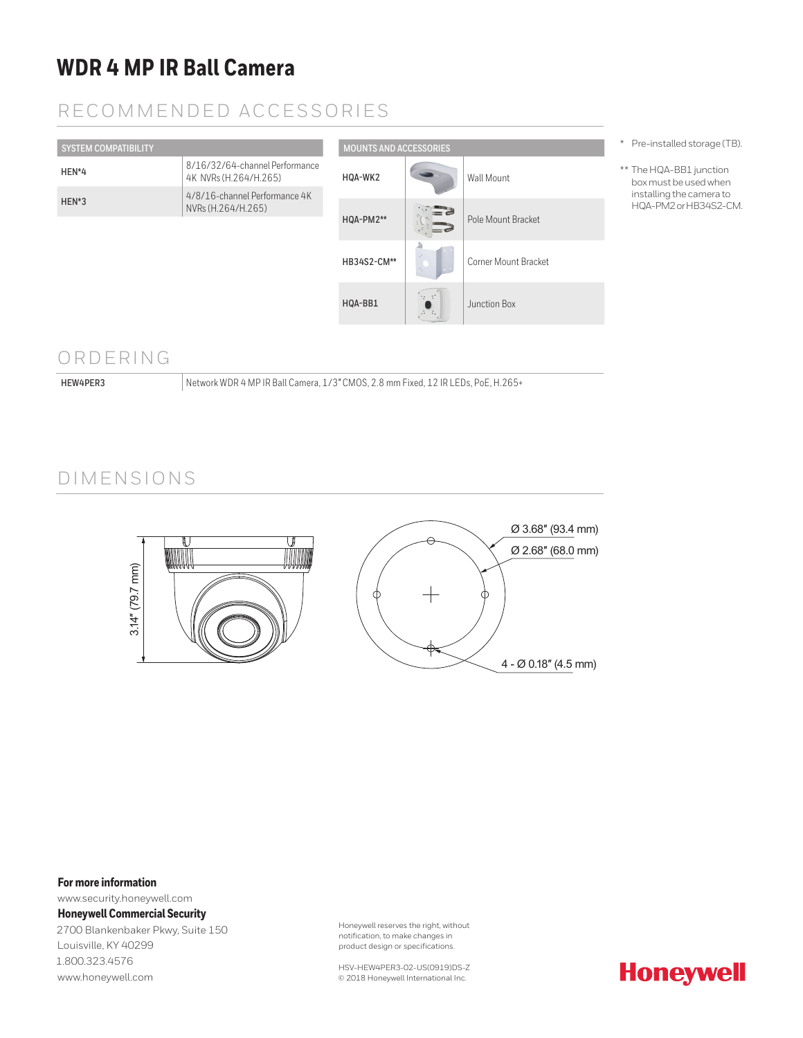// WDR 4 MP IR Ball Camera

## RECOMMENDED ACCESSORIES

| SYSTEM COMPATIBILITY | |
|---|---|
| HEN*4 | 8/16/32/64-channel Performance 4K NVRs (H.264/H.265) |
| HEN*3 | 4/8/16-channel Performance 4K NVRs (H.264/H.265) |

| MOUNTS AND ACCESSORIES | |
|---|---|
| HQA-WK2 | Wall Mount |
| HQA-PM2** | Pole Mount Bracket |
| HB34S2-CM** | Corner Mount Bracket |
| HQA-BB1 | Junction Box |

\* Pre-installed storage (TB).

\** The HQA-BB1 junction box must be used when installing the camera to HQA-PM2 or HB34S2-CM.

## ORDERING

| | |
|---|---|
| HEW4PER3 | Network WDR 4 MP IR Ball Camera, 1/3" CMOS, 2.8 mm Fixed, 12 IR LEDs, PoE, H.265+ |

## DIMENSIONS

3.14" (79.7 mm)

Ø 3.68" (93.4 mm)

Ø 2.68" (68.0 mm)

4 - Ø 0.18" (4.5 mm)

**For more information**

www.security.honeywell.com

**Honeywell Commercial Security**

2700 Blankenbaker Pkwy, Suite 150

Louisville, KY 40299

1.800.323.4576

www.honeywell.com

Honeywell reserves the right, without notification, to make changes in product design or specifications.

HSV-HEW4PER3-02-US(0919)DS-Z

© 2018 Honeywell International Inc.

Honeywell